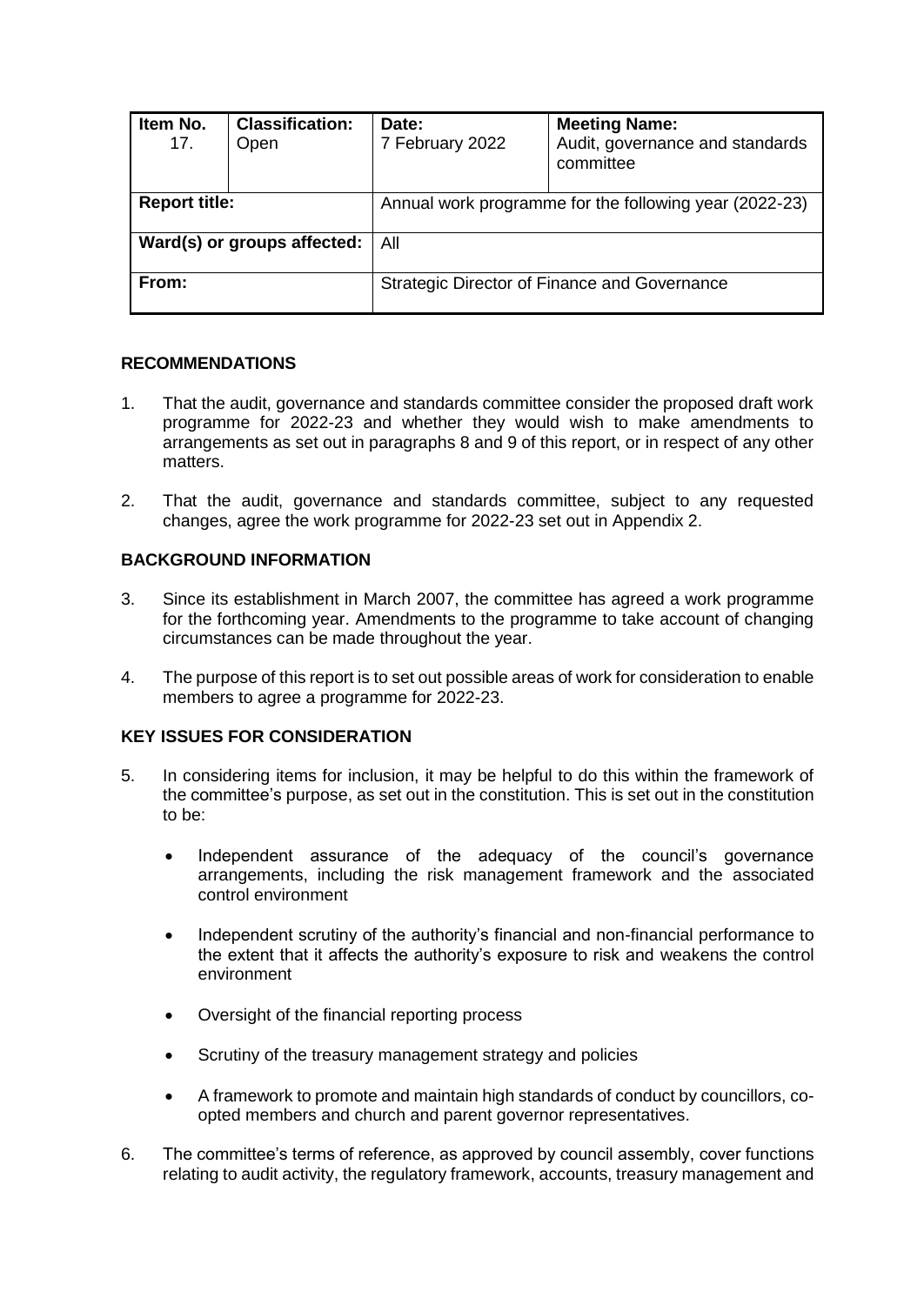| Item No. | Classification: | Date: | Meeting Name: |
|---|---|---|---|
| 17. | Open | 7 February 2022 | Audit, governance and standards committee |
| **Report title:** | | Annual work programme for the following year (2022-23) | |
| **Ward(s) or groups affected:** | | All | |
| **From:** | | Strategic Director of Finance and Governance | |

## RECOMMENDATIONS

1. That the audit, governance and standards committee consider the proposed draft work programme for 2022-23 and whether they would wish to make amendments to arrangements as set out in paragraphs 8 and 9 of this report, or in respect of any other matters.

2. That the audit, governance and standards committee, subject to any requested changes, agree the work programme for 2022-23 set out in Appendix 2.

## BACKGROUND INFORMATION

3. Since its establishment in March 2007, the committee has agreed a work programme for the forthcoming year. Amendments to the programme to take account of changing circumstances can be made throughout the year.

4. The purpose of this report is to set out possible areas of work for consideration to enable members to agree a programme for 2022-23.

## KEY ISSUES FOR CONSIDERATION

5. In considering items for inclusion, it may be helpful to do this within the framework of the committee's purpose, as set out in the constitution. This is set out in the constitution to be:

   - Independent assurance of the adequacy of the council's governance arrangements, including the risk management framework and the associated control environment

   - Independent scrutiny of the authority's financial and non-financial performance to the extent that it affects the authority's exposure to risk and weakens the control environment

   - Oversight of the financial reporting process

   - Scrutiny of the treasury management strategy and policies

   - A framework to promote and maintain high standards of conduct by councillors, co-opted members and church and parent governor representatives.

6. The committee's terms of reference, as approved by council assembly, cover functions relating to audit activity, the regulatory framework, accounts, treasury management and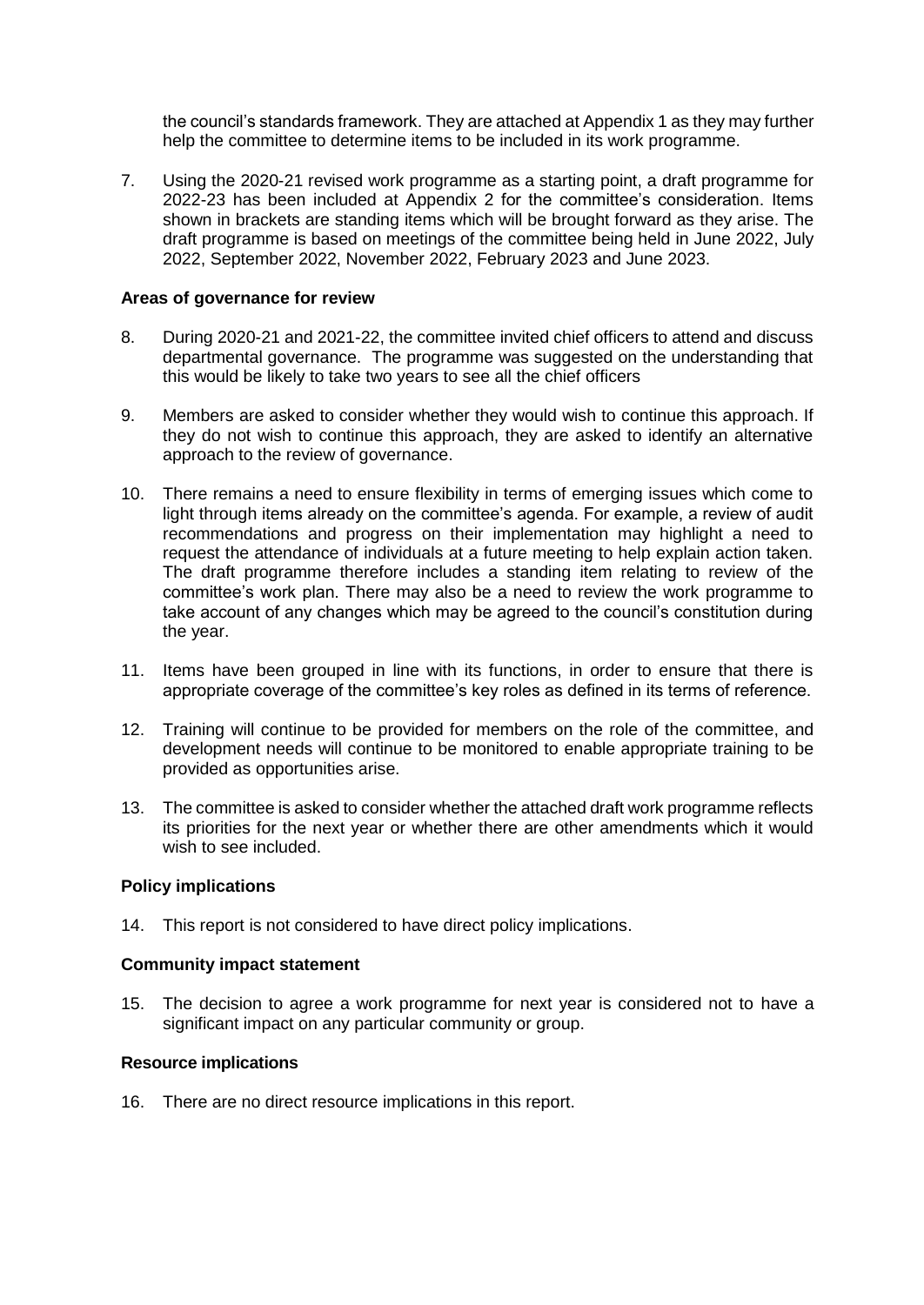the council's standards framework. They are attached at Appendix 1 as they may further help the committee to determine items to be included in its work programme.

7. Using the 2020-21 revised work programme as a starting point, a draft programme for 2022-23 has been included at Appendix 2 for the committee's consideration. Items shown in brackets are standing items which will be brought forward as they arise. The draft programme is based on meetings of the committee being held in June 2022, July 2022, September 2022, November 2022, February 2023 and June 2023.

**Areas of governance for review**

8. During 2020-21 and 2021-22, the committee invited chief officers to attend and discuss departmental governance. The programme was suggested on the understanding that this would be likely to take two years to see all the chief officers

9. Members are asked to consider whether they would wish to continue this approach. If they do not wish to continue this approach, they are asked to identify an alternative approach to the review of governance.

10. There remains a need to ensure flexibility in terms of emerging issues which come to light through items already on the committee's agenda. For example, a review of audit recommendations and progress on their implementation may highlight a need to request the attendance of individuals at a future meeting to help explain action taken. The draft programme therefore includes a standing item relating to review of the committee's work plan. There may also be a need to review the work programme to take account of any changes which may be agreed to the council's constitution during the year.

11. Items have been grouped in line with its functions, in order to ensure that there is appropriate coverage of the committee's key roles as defined in its terms of reference.

12. Training will continue to be provided for members on the role of the committee, and development needs will continue to be monitored to enable appropriate training to be provided as opportunities arise.

13. The committee is asked to consider whether the attached draft work programme reflects its priorities for the next year or whether there are other amendments which it would wish to see included.

**Policy implications**

14. This report is not considered to have direct policy implications.

**Community impact statement**

15. The decision to agree a work programme for next year is considered not to have a significant impact on any particular community or group.

**Resource implications**

16. There are no direct resource implications in this report.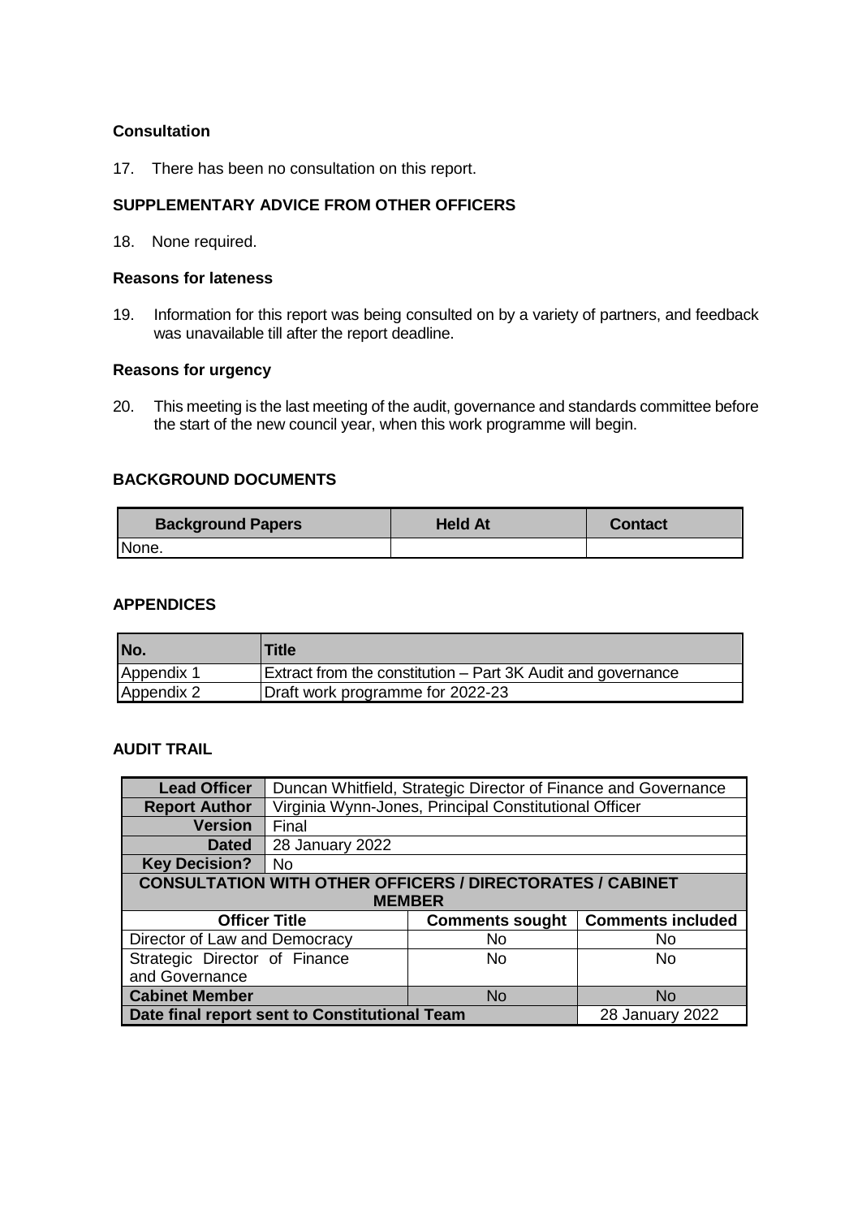**Consultation**

17. There has been no consultation on this report.

**SUPPLEMENTARY ADVICE FROM OTHER OFFICERS**

18. None required.

**Reasons for lateness**

19. Information for this report was being consulted on by a variety of partners, and feedback was unavailable till after the report deadline.

**Reasons for urgency**

20. This meeting is the last meeting of the audit, governance and standards committee before the start of the new council year, when this work programme will begin.

**BACKGROUND DOCUMENTS**

| Background Papers | Held At | Contact |
|---|---|---|
| None. | | |

**APPENDICES**

| No. | Title |
|---|---|
| Appendix 1 | Extract from the constitution – Part 3K Audit and governance |
| Appendix 2 | Draft work programme for 2022-23 |

**AUDIT TRAIL**

| | | | |
|---|---|---|---|
| **Lead Officer** | Duncan Whitfield, Strategic Director of Finance and Governance | | |
| **Report Author** | Virginia Wynn-Jones, Principal Constitutional Officer | | |
| **Version** | Final | | |
| **Dated** | 28 January 2022 | | |
| **Key Decision?** | No | | |
| **CONSULTATION WITH OTHER OFFICERS / DIRECTORATES / CABINET MEMBER** | | | |
| **Officer Title** | | **Comments sought** | **Comments included** |
| Director of Law and Democracy | | No | No |
| Strategic Director of Finance and Governance | | No | No |
| **Cabinet Member** | | No | No |
| **Date final report sent to Constitutional Team** | | | 28 January 2022 |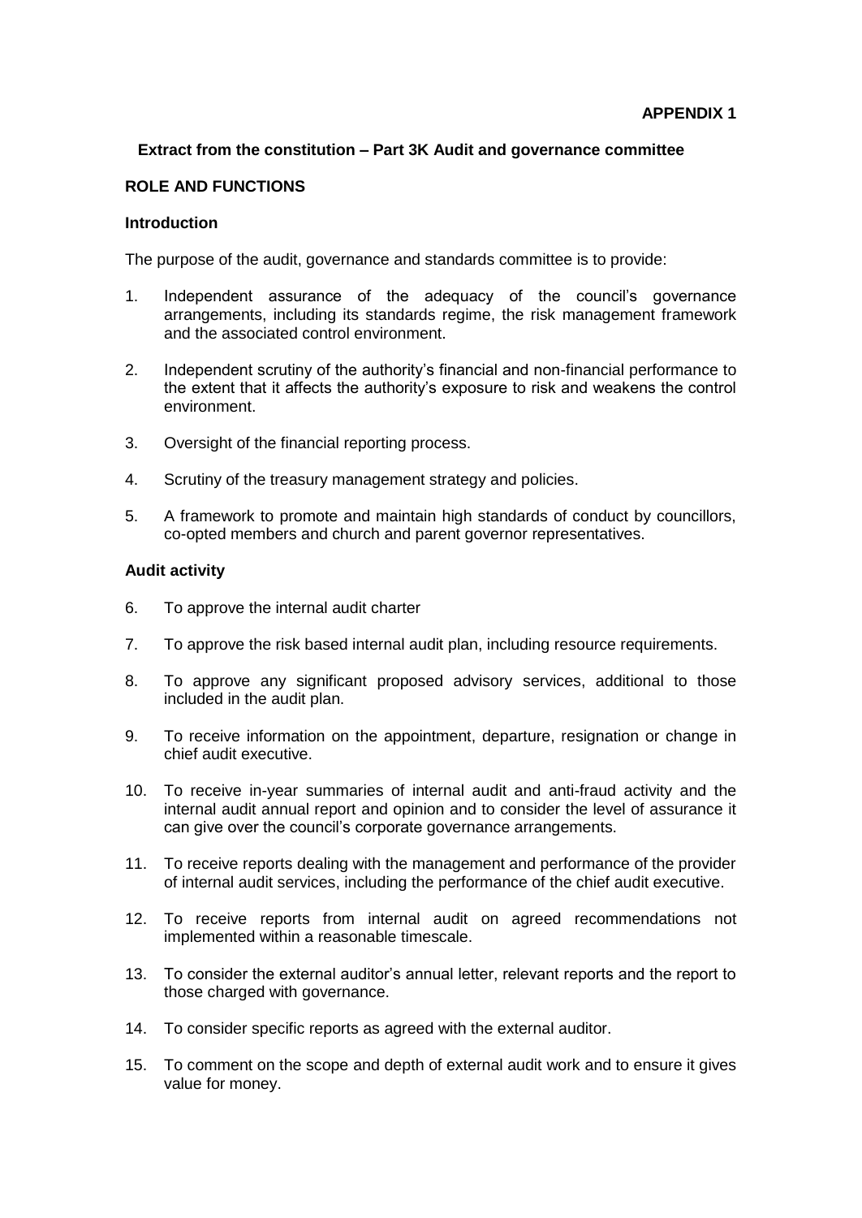**APPENDIX 1**

## Extract from the constitution – Part 3K Audit and governance committee

### ROLE AND FUNCTIONS

#### Introduction

The purpose of the audit, governance and standards committee is to provide:

1. Independent assurance of the adequacy of the council's governance arrangements, including its standards regime, the risk management framework and the associated control environment.
2. Independent scrutiny of the authority's financial and non-financial performance to the extent that it affects the authority's exposure to risk and weakens the control environment.
3. Oversight of the financial reporting process.
4. Scrutiny of the treasury management strategy and policies.
5. A framework to promote and maintain high standards of conduct by councillors, co-opted members and church and parent governor representatives.

#### Audit activity

6. To approve the internal audit charter
7. To approve the risk based internal audit plan, including resource requirements.
8. To approve any significant proposed advisory services, additional to those included in the audit plan.
9. To receive information on the appointment, departure, resignation or change in chief audit executive.
10. To receive in-year summaries of internal audit and anti-fraud activity and the internal audit annual report and opinion and to consider the level of assurance it can give over the council's corporate governance arrangements.
11. To receive reports dealing with the management and performance of the provider of internal audit services, including the performance of the chief audit executive.
12. To receive reports from internal audit on agreed recommendations not implemented within a reasonable timescale.
13. To consider the external auditor's annual letter, relevant reports and the report to those charged with governance.
14. To consider specific reports as agreed with the external auditor.
15. To comment on the scope and depth of external audit work and to ensure it gives value for money.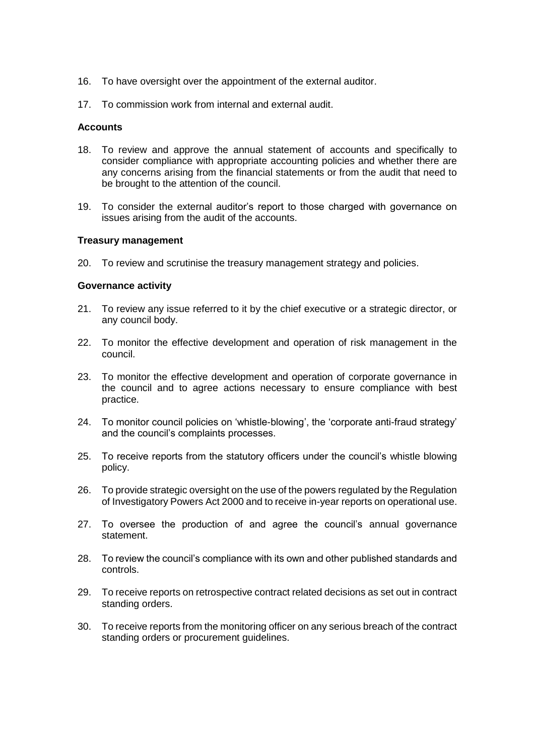16. To have oversight over the appointment of the external auditor.

17. To commission work from internal and external audit.

**Accounts**

18. To review and approve the annual statement of accounts and specifically to consider compliance with appropriate accounting policies and whether there are any concerns arising from the financial statements or from the audit that need to be brought to the attention of the council.

19. To consider the external auditor's report to those charged with governance on issues arising from the audit of the accounts.

**Treasury management**

20. To review and scrutinise the treasury management strategy and policies.

**Governance activity**

21. To review any issue referred to it by the chief executive or a strategic director, or any council body.

22. To monitor the effective development and operation of risk management in the council.

23. To monitor the effective development and operation of corporate governance in the council and to agree actions necessary to ensure compliance with best practice.

24. To monitor council policies on 'whistle-blowing', the 'corporate anti-fraud strategy' and the council's complaints processes.

25. To receive reports from the statutory officers under the council's whistle blowing policy.

26. To provide strategic oversight on the use of the powers regulated by the Regulation of Investigatory Powers Act 2000 and to receive in-year reports on operational use.

27. To oversee the production of and agree the council's annual governance statement.

28. To review the council's compliance with its own and other published standards and controls.

29. To receive reports on retrospective contract related decisions as set out in contract standing orders.

30. To receive reports from the monitoring officer on any serious breach of the contract standing orders or procurement guidelines.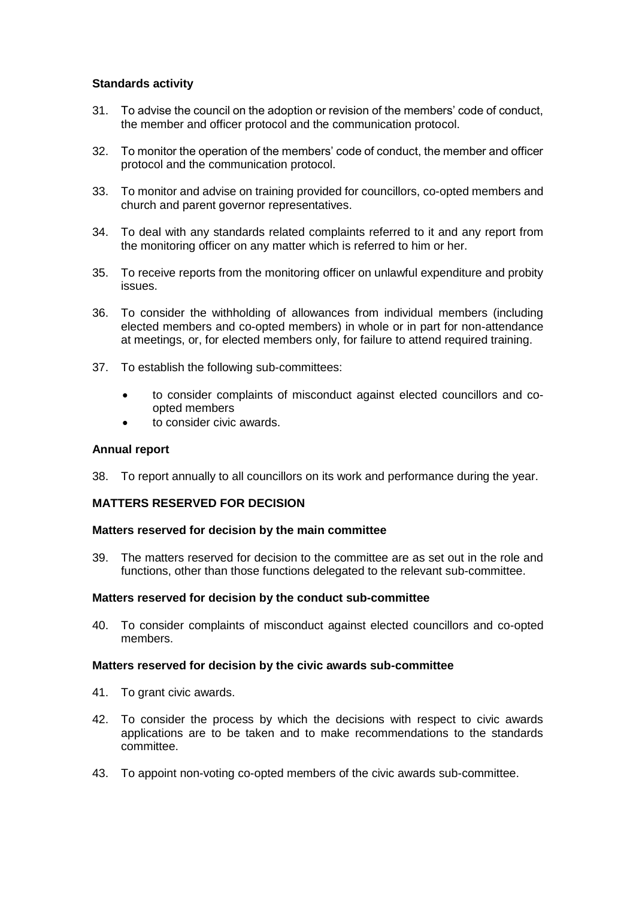**Standards activity**

31. To advise the council on the adoption or revision of the members' code of conduct, the member and officer protocol and the communication protocol.

32. To monitor the operation of the members' code of conduct, the member and officer protocol and the communication protocol.

33. To monitor and advise on training provided for councillors, co-opted members and church and parent governor representatives.

34. To deal with any standards related complaints referred to it and any report from the monitoring officer on any matter which is referred to him or her.

35. To receive reports from the monitoring officer on unlawful expenditure and probity issues.

36. To consider the withholding of allowances from individual members (including elected members and co-opted members) in whole or in part for non-attendance at meetings, or, for elected members only, for failure to attend required training.

37. To establish the following sub-committees:

    - to consider complaints of misconduct against elected councillors and co-opted members
    - to consider civic awards.

**Annual report**

38. To report annually to all councillors on its work and performance during the year.

**MATTERS RESERVED FOR DECISION**

**Matters reserved for decision by the main committee**

39. The matters reserved for decision to the committee are as set out in the role and functions, other than those functions delegated to the relevant sub-committee.

**Matters reserved for decision by the conduct sub-committee**

40. To consider complaints of misconduct against elected councillors and co-opted members.

**Matters reserved for decision by the civic awards sub-committee**

41. To grant civic awards.

42. To consider the process by which the decisions with respect to civic awards applications are to be taken and to make recommendations to the standards committee.

43. To appoint non-voting co-opted members of the civic awards sub-committee.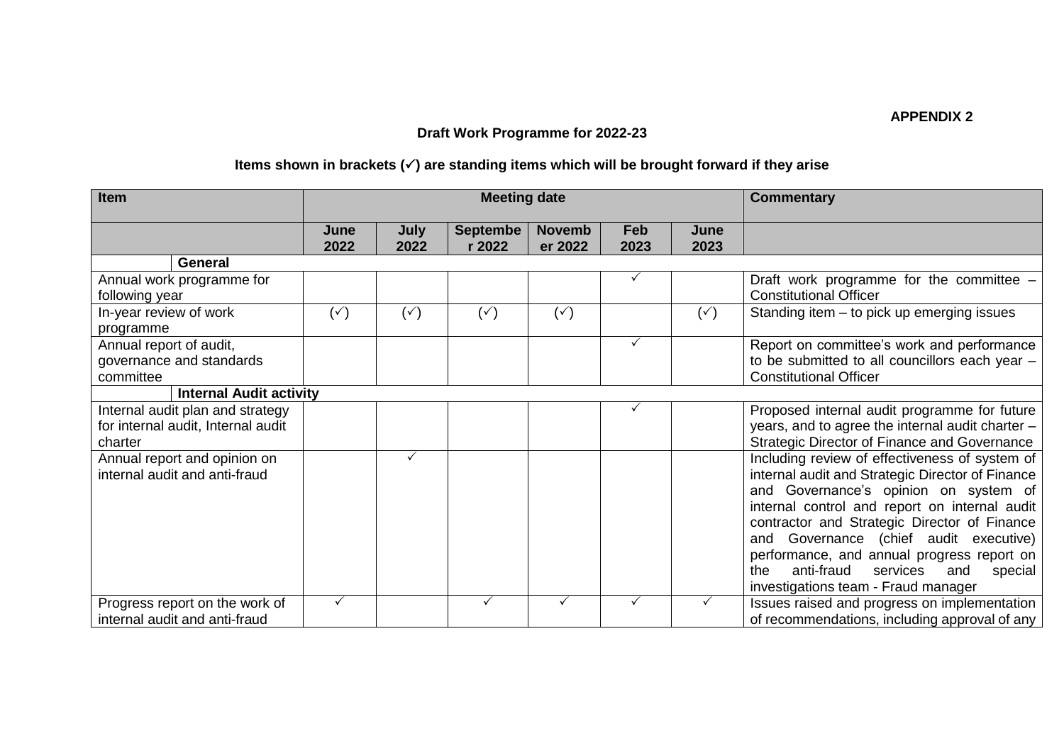**APPENDIX 2**

**Draft Work Programme for 2022-23**

**Items shown in brackets (✓) are standing items which will be brought forward if they arise**

| Item | Meeting date | | | | | | Commentary |
|---|---|---|---|---|---|---|---|
| | **June 2022** | **July 2022** | **September 2022** | **November 2022** | **Feb 2023** | **June 2023** | |
| **General** | | | | | | | |
| Annual work programme for following year | | | | | ✓ | | Draft work programme for the committee – Constitutional Officer |
| In-year review of work programme | (✓) | (✓) | (✓) | (✓) | | (✓) | Standing item – to pick up emerging issues |
| Annual report of audit, governance and standards committee | | | | | ✓ | | Report on committee's work and performance to be submitted to all councillors each year – Constitutional Officer |
| **Internal Audit activity** | | | | | | | |
| Internal audit plan and strategy for internal audit, Internal audit charter | | | | | ✓ | | Proposed internal audit programme for future years, and to agree the internal audit charter – Strategic Director of Finance and Governance |
| Annual report and opinion on internal audit and anti-fraud | | ✓ | | | | | Including review of effectiveness of system of internal audit and Strategic Director of Finance and Governance's opinion on system of internal control and report on internal audit contractor and Strategic Director of Finance and Governance (chief audit executive) performance, and annual progress report on the anti-fraud services and special investigations team - Fraud manager |
| Progress report on the work of internal audit and anti-fraud | ✓ | | ✓ | ✓ | ✓ | ✓ | Issues raised and progress on implementation of recommendations, including approval of any |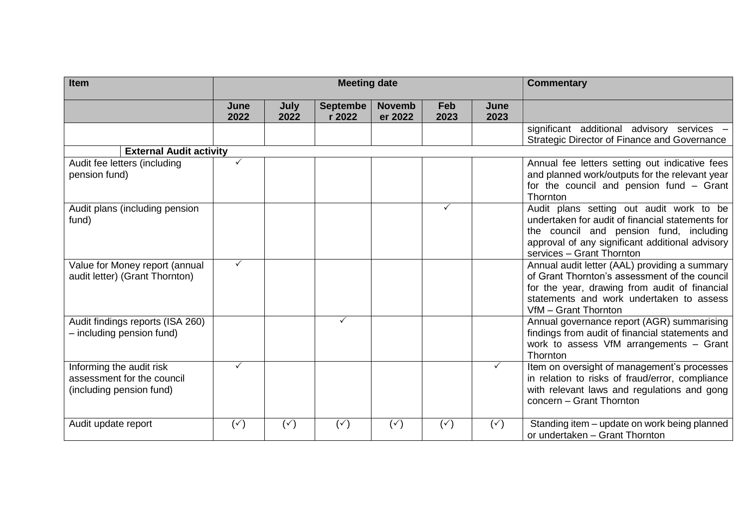| Item | Meeting date | | | | | | Commentary |
|---|---|---|---|---|---|---|---|
| | June 2022 | July 2022 | September 2022 | November 2022 | Feb 2023 | June 2023 | |
| | | | | | | | significant additional advisory services – Strategic Director of Finance and Governance |
| **External Audit activity** | | | | | | | |
| Audit fee letters (including pension fund) | ✓ | | | | | | Annual fee letters setting out indicative fees and planned work/outputs for the relevant year for the council and pension fund – Grant Thornton |
| Audit plans (including pension fund) | | | | | ✓ | | Audit plans setting out audit work to be undertaken for audit of financial statements for the council and pension fund, including approval of any significant additional advisory services – Grant Thornton |
| Value for Money report (annual audit letter) (Grant Thornton) | ✓ | | | | | | Annual audit letter (AAL) providing a summary of Grant Thornton's assessment of the council for the year, drawing from audit of financial statements and work undertaken to assess VfM – Grant Thornton |
| Audit findings reports (ISA 260) – including pension fund) | | | ✓ | | | | Annual governance report (AGR) summarising findings from audit of financial statements and work to assess VfM arrangements – Grant Thornton |
| Informing the audit risk assessment for the council (including pension fund) | ✓ | | | | | ✓ | Item on oversight of management's processes in relation to risks of fraud/error, compliance with relevant laws and regulations and gong concern – Grant Thornton |
| Audit update report | (✓) | (✓) | (✓) | (✓) | (✓) | (✓) | Standing item – update on work being planned or undertaken – Grant Thornton |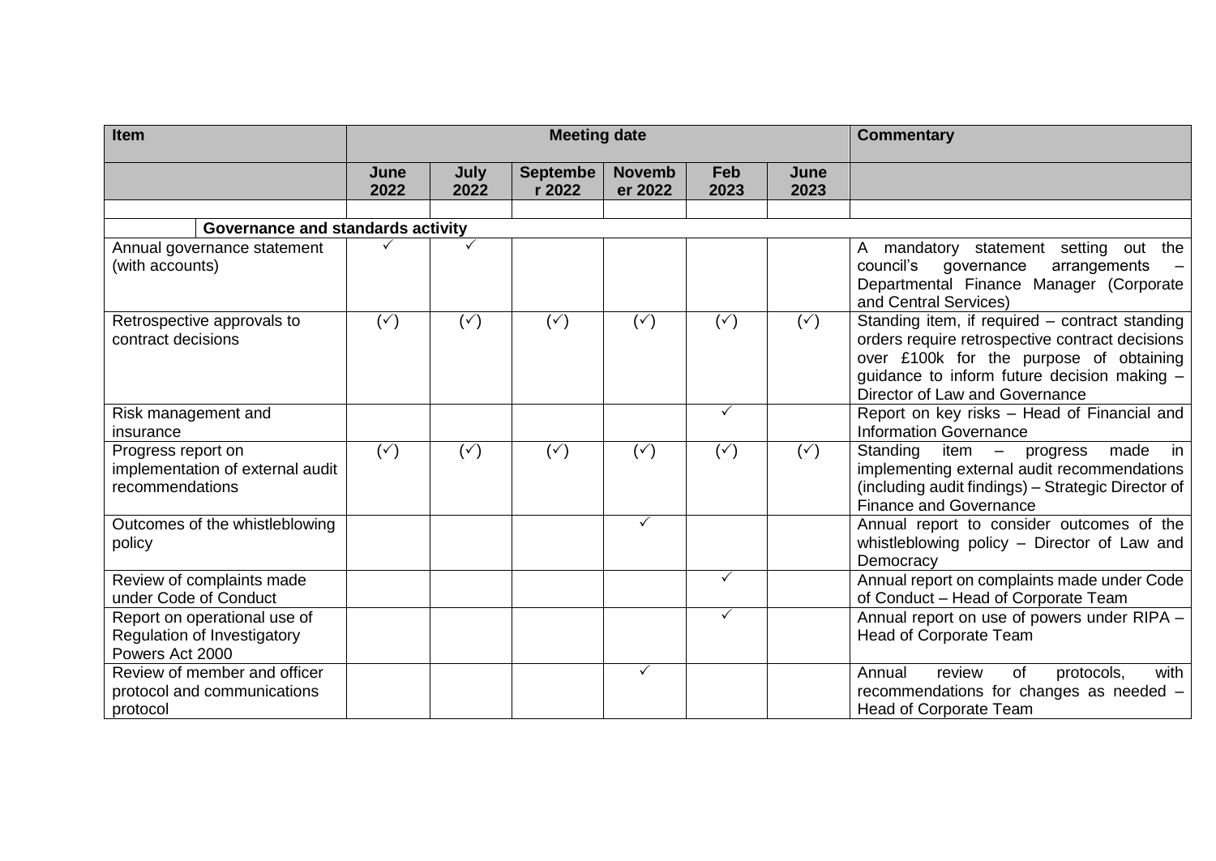| Item | Meeting date | | | | | | Commentary |
|---|---|---|---|---|---|---|---|
| | June 2022 | July 2022 | September 2022 | November 2022 | Feb 2023 | June 2023 | |
| | | | | | | | |
| **Governance and standards activity** | | | | | | | |
| Annual governance statement (with accounts) | ✓ | ✓ | | | | | A mandatory statement setting out the council's governance arrangements – Departmental Finance Manager (Corporate and Central Services) |
| Retrospective approvals to contract decisions | (✓) | (✓) | (✓) | (✓) | (✓) | (✓) | Standing item, if required – contract standing orders require retrospective contract decisions over £100k for the purpose of obtaining guidance to inform future decision making – Director of Law and Governance |
| Risk management and insurance | | | | | ✓ | | Report on key risks – Head of Financial and Information Governance |
| Progress report on implementation of external audit recommendations | (✓) | (✓) | (✓) | (✓) | (✓) | (✓) | Standing item – progress made in implementing external audit recommendations (including audit findings) – Strategic Director of Finance and Governance |
| Outcomes of the whistleblowing policy | | | | ✓ | | | Annual report to consider outcomes of the whistleblowing policy – Director of Law and Democracy |
| Review of complaints made under Code of Conduct | | | | | ✓ | | Annual report on complaints made under Code of Conduct – Head of Corporate Team |
| Report on operational use of Regulation of Investigatory Powers Act 2000 | | | | | ✓ | | Annual report on use of powers under RIPA – Head of Corporate Team |
| Review of member and officer protocol and communications protocol | | | | ✓ | | | Annual review of protocols, with recommendations for changes as needed – Head of Corporate Team |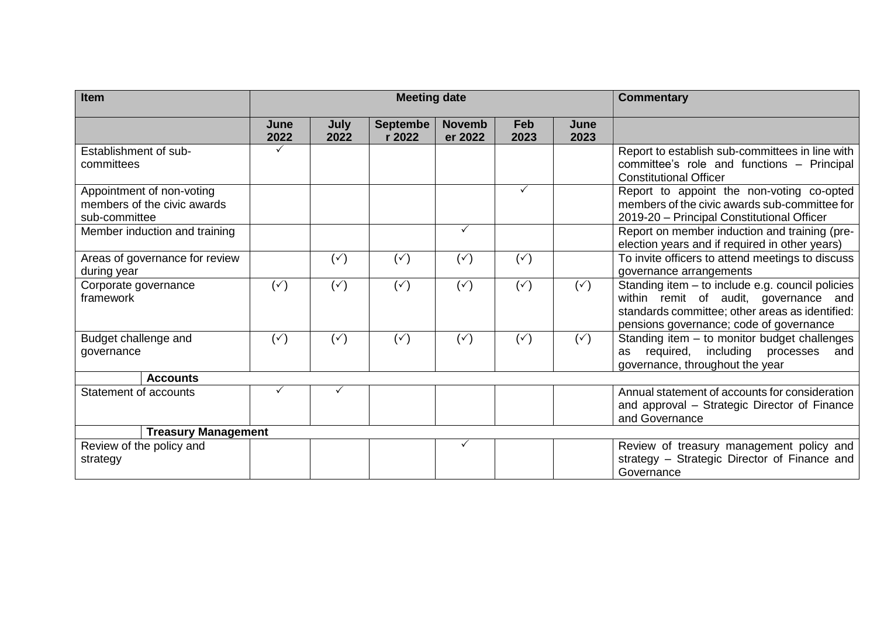| Item | Meeting date | | | | | | Commentary |
|---|---|---|---|---|---|---|---|
| | June 2022 | July 2022 | September 2022 | November 2022 | Feb 2023 | June 2023 | |
| Establishment of sub-committees | ✓ | | | | | | Report to establish sub-committees in line with committee's role and functions – Principal Constitutional Officer |
| Appointment of non-voting members of the civic awards sub-committee | | | | | ✓ | | Report to appoint the non-voting co-opted members of the civic awards sub-committee for 2019-20 – Principal Constitutional Officer |
| Member induction and training | | | | ✓ | | | Report on member induction and training (pre-election years and if required in other years) |
| Areas of governance for review during year | | (✓) | (✓) | (✓) | (✓) | | To invite officers to attend meetings to discuss governance arrangements |
| Corporate governance framework | (✓) | (✓) | (✓) | (✓) | (✓) | (✓) | Standing item – to include e.g. council policies within remit of audit, governance and standards committee; other areas as identified: pensions governance; code of governance |
| Budget challenge and governance | (✓) | (✓) | (✓) | (✓) | (✓) | (✓) | Standing item – to monitor budget challenges as required, including processes and governance, throughout the year |
| **Accounts** | | | | | | | |
| Statement of accounts | ✓ | ✓ | | | | | Annual statement of accounts for consideration and approval – Strategic Director of Finance and Governance |
| **Treasury Management** | | | | | | | |
| Review of the policy and strategy | | | | ✓ | | | Review of treasury management policy and strategy – Strategic Director of Finance and Governance |